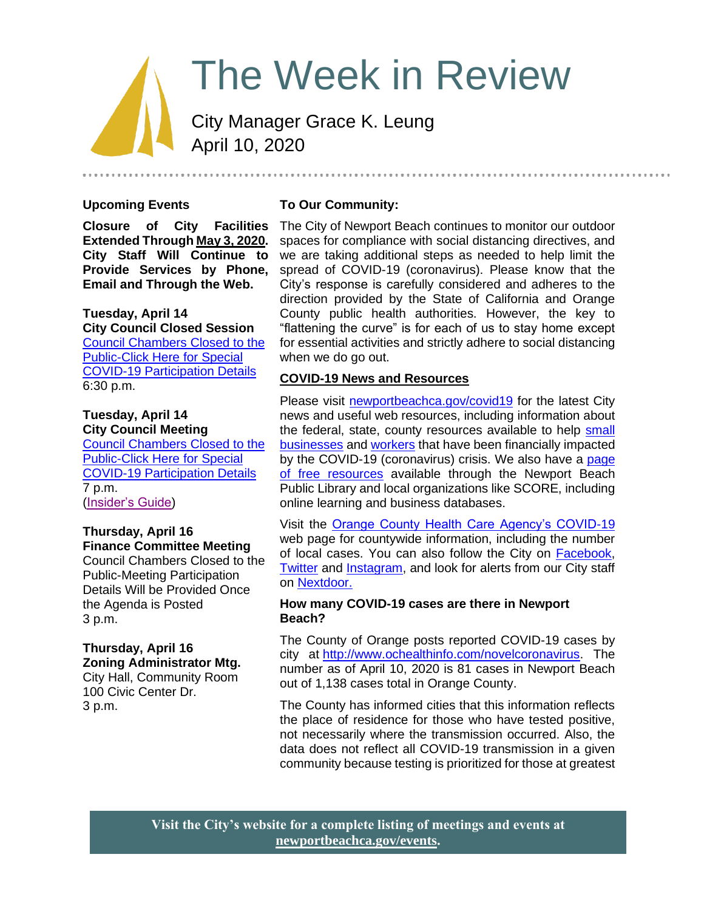# The Week in Review

City Manager Grace K. Leung
April 10, 2020

## Upcoming Events

**Closure of City Facilities Extended Through May 3, 2020. City Staff Will Continue to Provide Services by Phone, Email and Through the Web.**

**Tuesday, April 14**
**City Council Closed Session**
Council Chambers Closed to the Public-Click Here for Special COVID-19 Participation Details
6:30 p.m.

**Tuesday, April 14**
**City Council Meeting**
Council Chambers Closed to the Public-Click Here for Special COVID-19 Participation Details
7 p.m.
(Insider's Guide)

**Thursday, April 16**
**Finance Committee Meeting**
Council Chambers Closed to the Public-Meeting Participation Details Will be Provided Once the Agenda is Posted
3 p.m.

**Thursday, April 16**
**Zoning Administrator Mtg.**
City Hall, Community Room
100 Civic Center Dr.
3 p.m.

## To Our Community:

The City of Newport Beach continues to monitor our outdoor spaces for compliance with social distancing directives, and we are taking additional steps as needed to help limit the spread of COVID-19 (coronavirus). Please know that the City's response is carefully considered and adheres to the direction provided by the State of California and Orange County public health authorities. However, the key to "flattening the curve" is for each of us to stay home except for essential activities and strictly adhere to social distancing when we do go out.

### COVID-19 News and Resources

Please visit newportbeachca.gov/covid19 for the latest City news and useful web resources, including information about the federal, state, county resources available to help small businesses and workers that have been financially impacted by the COVID-19 (coronavirus) crisis. We also have a page of free resources available through the Newport Beach Public Library and local organizations like SCORE, including online learning and business databases.

Visit the Orange County Health Care Agency's COVID-19 web page for countywide information, including the number of local cases. You can also follow the City on Facebook, Twitter and Instagram, and look for alerts from our City staff on Nextdoor.

### How many COVID-19 cases are there in Newport Beach?

The County of Orange posts reported COVID-19 cases by city at http://www.ochealthinfo.com/novelcoronavirus. The number as of April 10, 2020 is 81 cases in Newport Beach out of 1,138 cases total in Orange County.

The County has informed cities that this information reflects the place of residence for those who have tested positive, not necessarily where the transmission occurred. Also, the data does not reflect all COVID-19 transmission in a given community because testing is prioritized for those at greatest

Visit the City's website for a complete listing of meetings and events at newportbeachca.gov/events.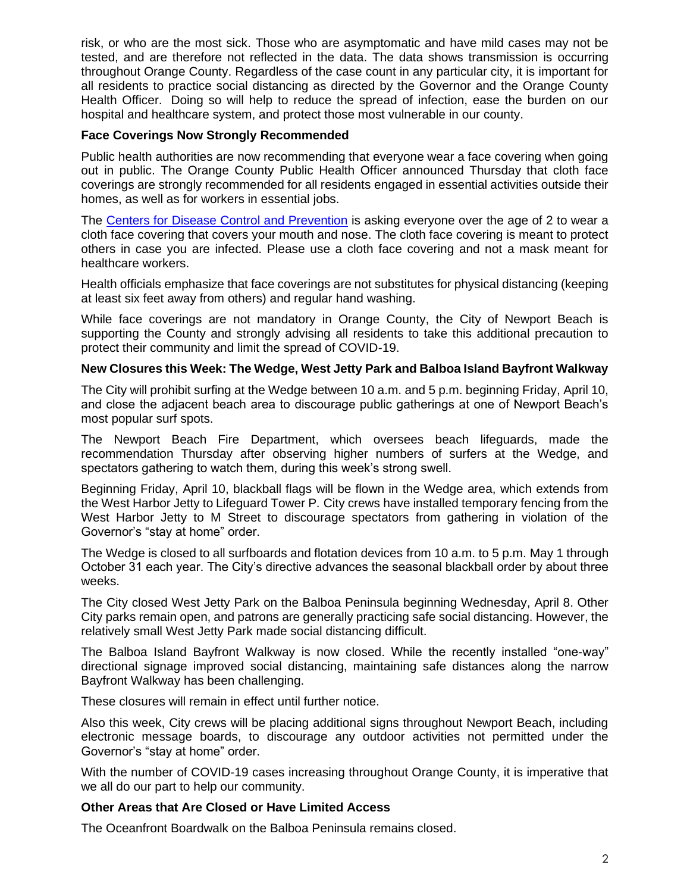risk, or who are the most sick. Those who are asymptomatic and have mild cases may not be tested, and are therefore not reflected in the data. The data shows transmission is occurring throughout Orange County. Regardless of the case count in any particular city, it is important for all residents to practice social distancing as directed by the Governor and the Orange County Health Officer. Doing so will help to reduce the spread of infection, ease the burden on our hospital and healthcare system, and protect those most vulnerable in our county.

**Face Coverings Now Strongly Recommended**

Public health authorities are now recommending that everyone wear a face covering when going out in public. The Orange County Public Health Officer announced Thursday that cloth face coverings are strongly recommended for all residents engaged in essential activities outside their homes, as well as for workers in essential jobs.

The Centers for Disease Control and Prevention is asking everyone over the age of 2 to wear a cloth face covering that covers your mouth and nose. The cloth face covering is meant to protect others in case you are infected. Please use a cloth face covering and not a mask meant for healthcare workers.

Health officials emphasize that face coverings are not substitutes for physical distancing (keeping at least six feet away from others) and regular hand washing.

While face coverings are not mandatory in Orange County, the City of Newport Beach is supporting the County and strongly advising all residents to take this additional precaution to protect their community and limit the spread of COVID-19.

**New Closures this Week: The Wedge, West Jetty Park and Balboa Island Bayfront Walkway**

The City will prohibit surfing at the Wedge between 10 a.m. and 5 p.m. beginning Friday, April 10, and close the adjacent beach area to discourage public gatherings at one of Newport Beach's most popular surf spots.

The Newport Beach Fire Department, which oversees beach lifeguards, made the recommendation Thursday after observing higher numbers of surfers at the Wedge, and spectators gathering to watch them, during this week's strong swell.

Beginning Friday, April 10, blackball flags will be flown in the Wedge area, which extends from the West Harbor Jetty to Lifeguard Tower P. City crews have installed temporary fencing from the West Harbor Jetty to M Street to discourage spectators from gathering in violation of the Governor's "stay at home" order.

The Wedge is closed to all surfboards and flotation devices from 10 a.m. to 5 p.m. May 1 through October 31 each year. The City's directive advances the seasonal blackball order by about three weeks.

The City closed West Jetty Park on the Balboa Peninsula beginning Wednesday, April 8. Other City parks remain open, and patrons are generally practicing safe social distancing. However, the relatively small West Jetty Park made social distancing difficult.

The Balboa Island Bayfront Walkway is now closed. While the recently installed "one-way" directional signage improved social distancing, maintaining safe distances along the narrow Bayfront Walkway has been challenging.

These closures will remain in effect until further notice.

Also this week, City crews will be placing additional signs throughout Newport Beach, including electronic message boards, to discourage any outdoor activities not permitted under the Governor's "stay at home" order.

With the number of COVID-19 cases increasing throughout Orange County, it is imperative that we all do our part to help our community.

**Other Areas that Are Closed or Have Limited Access**

The Oceanfront Boardwalk on the Balboa Peninsula remains closed.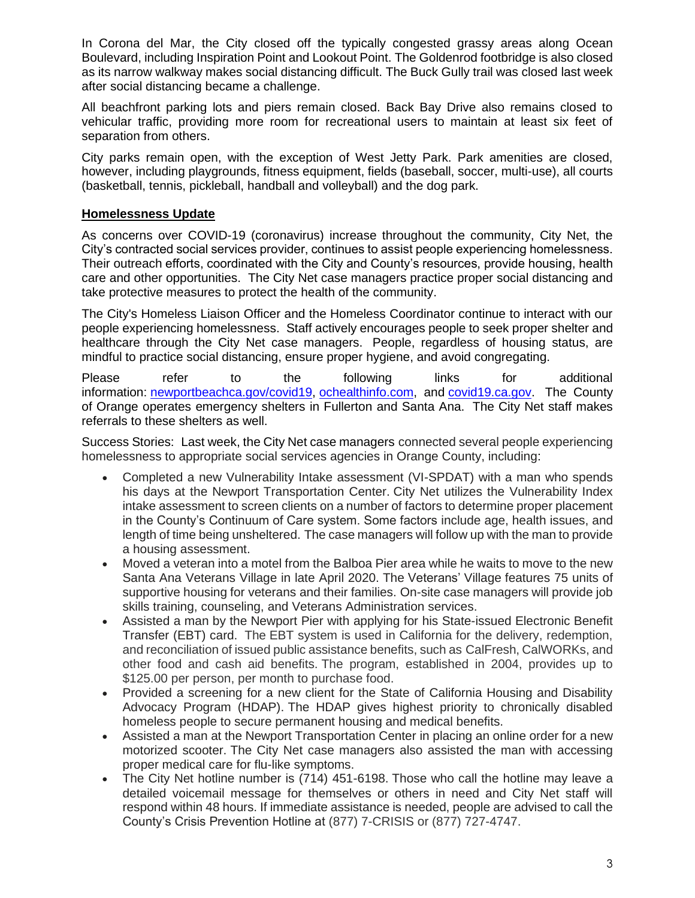In Corona del Mar, the City closed off the typically congested grassy areas along Ocean Boulevard, including Inspiration Point and Lookout Point. The Goldenrod footbridge is also closed as its narrow walkway makes social distancing difficult. The Buck Gully trail was closed last week after social distancing became a challenge.

All beachfront parking lots and piers remain closed. Back Bay Drive also remains closed to vehicular traffic, providing more room for recreational users to maintain at least six feet of separation from others.

City parks remain open, with the exception of West Jetty Park. Park amenities are closed, however, including playgrounds, fitness equipment, fields (baseball, soccer, multi-use), all courts (basketball, tennis, pickleball, handball and volleyball) and the dog park.

## Homelessness Update

As concerns over COVID-19 (coronavirus) increase throughout the community, City Net, the City's contracted social services provider, continues to assist people experiencing homelessness. Their outreach efforts, coordinated with the City and County's resources, provide housing, health care and other opportunities. The City Net case managers practice proper social distancing and take protective measures to protect the health of the community.

The City's Homeless Liaison Officer and the Homeless Coordinator continue to interact with our people experiencing homelessness. Staff actively encourages people to seek proper shelter and healthcare through the City Net case managers. People, regardless of housing status, are mindful to practice social distancing, ensure proper hygiene, and avoid congregating.

Please refer to the following links for additional information: newportbeachca.gov/covid19, ochealthinfo.com, and covid19.ca.gov. The County of Orange operates emergency shelters in Fullerton and Santa Ana. The City Net staff makes referrals to these shelters as well.

Success Stories: Last week, the City Net case managers connected several people experiencing homelessness to appropriate social services agencies in Orange County, including:

- Completed a new Vulnerability Intake assessment (VI-SPDAT) with a man who spends his days at the Newport Transportation Center. City Net utilizes the Vulnerability Index intake assessment to screen clients on a number of factors to determine proper placement in the County's Continuum of Care system. Some factors include age, health issues, and length of time being unsheltered. The case managers will follow up with the man to provide a housing assessment.
- Moved a veteran into a motel from the Balboa Pier area while he waits to move to the new Santa Ana Veterans Village in late April 2020. The Veterans' Village features 75 units of supportive housing for veterans and their families. On-site case managers will provide job skills training, counseling, and Veterans Administration services.
- Assisted a man by the Newport Pier with applying for his State-issued Electronic Benefit Transfer (EBT) card. The EBT system is used in California for the delivery, redemption, and reconciliation of issued public assistance benefits, such as CalFresh, CalWORKs, and other food and cash aid benefits. The program, established in 2004, provides up to $125.00 per person, per month to purchase food.
- Provided a screening for a new client for the State of California Housing and Disability Advocacy Program (HDAP). The HDAP gives highest priority to chronically disabled homeless people to secure permanent housing and medical benefits.
- Assisted a man at the Newport Transportation Center in placing an online order for a new motorized scooter. The City Net case managers also assisted the man with accessing proper medical care for flu-like symptoms.
- The City Net hotline number is (714) 451-6198. Those who call the hotline may leave a detailed voicemail message for themselves or others in need and City Net staff will respond within 48 hours. If immediate assistance is needed, people are advised to call the County's Crisis Prevention Hotline at (877) 7-CRISIS or (877) 727-4747.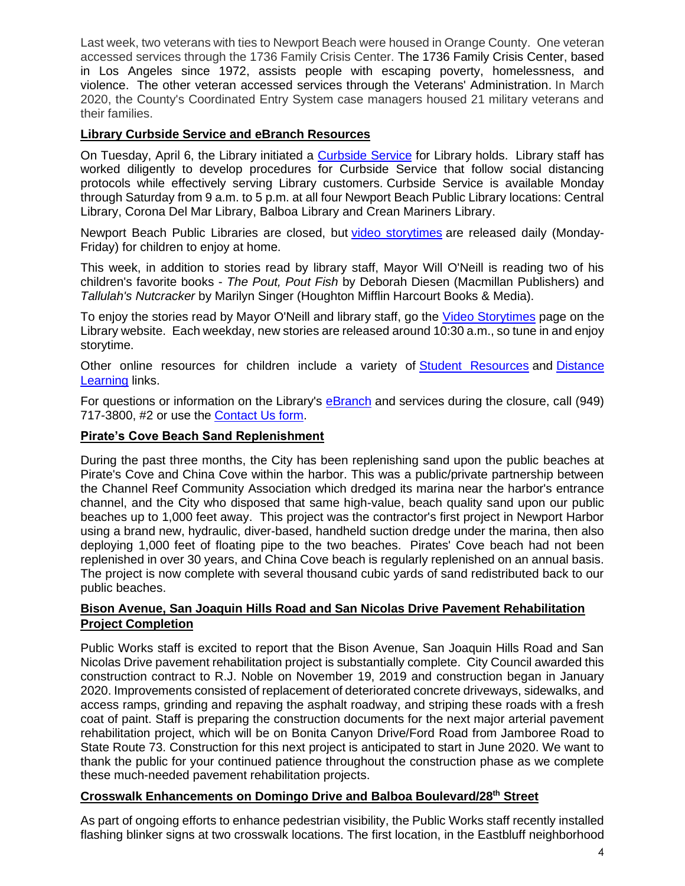Last week, two veterans with ties to Newport Beach were housed in Orange County. One veteran accessed services through the 1736 Family Crisis Center. The 1736 Family Crisis Center, based in Los Angeles since 1972, assists people with escaping poverty, homelessness, and violence. The other veteran accessed services through the Veterans' Administration. In March 2020, the County's Coordinated Entry System case managers housed 21 military veterans and their families.

**Library Curbside Service and eBranch Resources**

On Tuesday, April 6, the Library initiated a Curbside Service for Library holds. Library staff has worked diligently to develop procedures for Curbside Service that follow social distancing protocols while effectively serving Library customers. Curbside Service is available Monday through Saturday from 9 a.m. to 5 p.m. at all four Newport Beach Public Library locations: Central Library, Corona Del Mar Library, Balboa Library and Crean Mariners Library.

Newport Beach Public Libraries are closed, but video storytimes are released daily (Monday-Friday) for children to enjoy at home.

This week, in addition to stories read by library staff, Mayor Will O'Neill is reading two of his children's favorite books - *The Pout, Pout Fish* by Deborah Diesen (Macmillan Publishers) and *Tallulah's Nutcracker* by Marilyn Singer (Houghton Mifflin Harcourt Books & Media).

To enjoy the stories read by Mayor O'Neill and library staff, go the Video Storytimes page on the Library website. Each weekday, new stories are released around 10:30 a.m., so tune in and enjoy storytime.

Other online resources for children include a variety of Student Resources and Distance Learning links.

For questions or information on the Library's eBranch and services during the closure, call (949) 717-3800, #2 or use the Contact Us form.

**Pirate's Cove Beach Sand Replenishment**

During the past three months, the City has been replenishing sand upon the public beaches at Pirate's Cove and China Cove within the harbor. This was a public/private partnership between the Channel Reef Community Association which dredged its marina near the harbor's entrance channel, and the City who disposed that same high-value, beach quality sand upon our public beaches up to 1,000 feet away. This project was the contractor's first project in Newport Harbor using a brand new, hydraulic, diver-based, handheld suction dredge under the marina, then also deploying 1,000 feet of floating pipe to the two beaches. Pirates' Cove beach had not been replenished in over 30 years, and China Cove beach is regularly replenished on an annual basis. The project is now complete with several thousand cubic yards of sand redistributed back to our public beaches.

**Bison Avenue, San Joaquin Hills Road and San Nicolas Drive Pavement Rehabilitation Project Completion**

Public Works staff is excited to report that the Bison Avenue, San Joaquin Hills Road and San Nicolas Drive pavement rehabilitation project is substantially complete. City Council awarded this construction contract to R.J. Noble on November 19, 2019 and construction began in January 2020. Improvements consisted of replacement of deteriorated concrete driveways, sidewalks, and access ramps, grinding and repaving the asphalt roadway, and striping these roads with a fresh coat of paint. Staff is preparing the construction documents for the next major arterial pavement rehabilitation project, which will be on Bonita Canyon Drive/Ford Road from Jamboree Road to State Route 73. Construction for this next project is anticipated to start in June 2020. We want to thank the public for your continued patience throughout the construction phase as we complete these much-needed pavement rehabilitation projects.

**Crosswalk Enhancements on Domingo Drive and Balboa Boulevard/28th Street**

As part of ongoing efforts to enhance pedestrian visibility, the Public Works staff recently installed flashing blinker signs at two crosswalk locations. The first location, in the Eastbluff neighborhood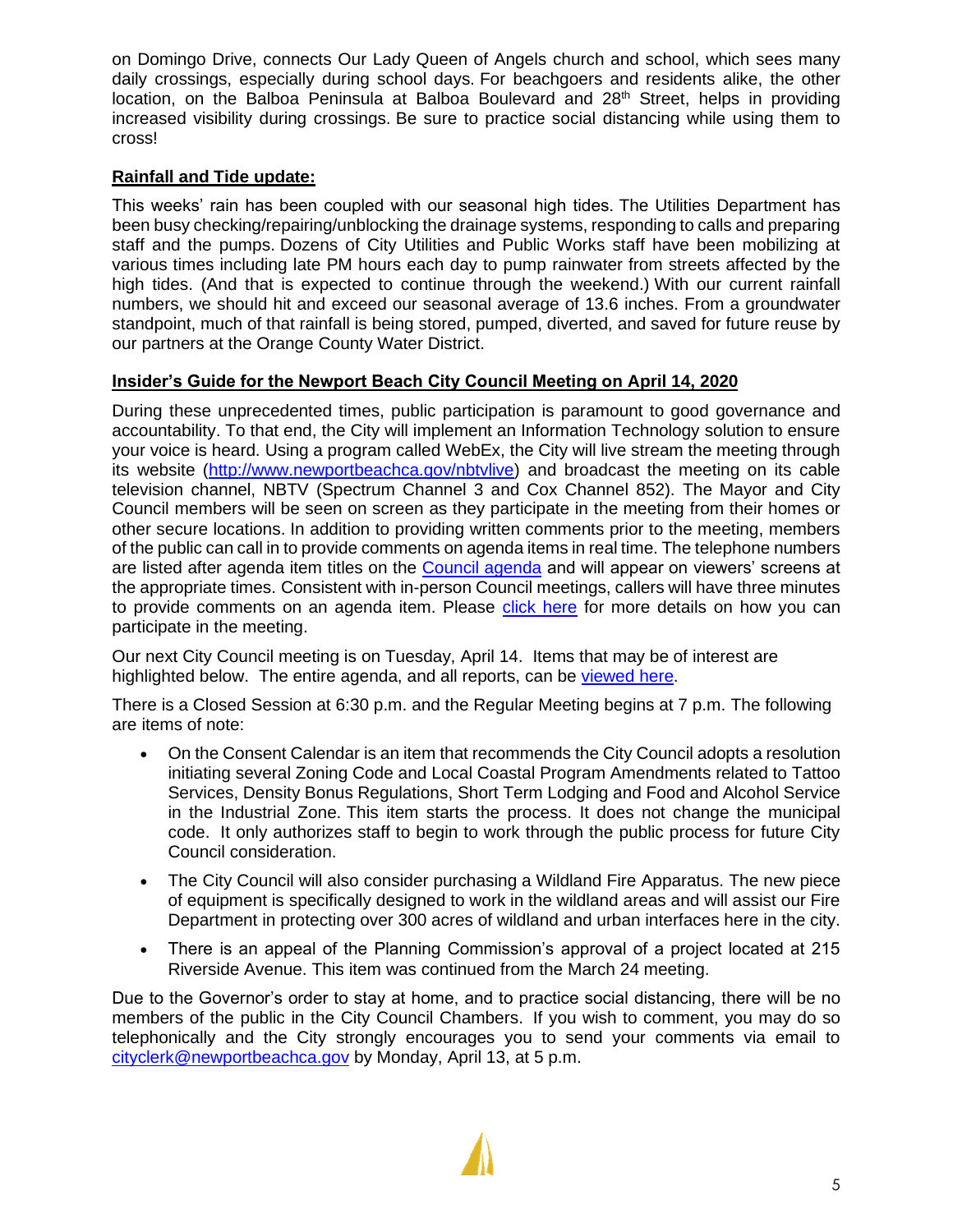on Domingo Drive, connects Our Lady Queen of Angels church and school, which sees many daily crossings, especially during school days. For beachgoers and residents alike, the other location, on the Balboa Peninsula at Balboa Boulevard and 28th Street, helps in providing increased visibility during crossings. Be sure to practice social distancing while using them to cross!

**Rainfall and Tide update:**

This weeks' rain has been coupled with our seasonal high tides. The Utilities Department has been busy checking/repairing/unblocking the drainage systems, responding to calls and preparing staff and the pumps. Dozens of City Utilities and Public Works staff have been mobilizing at various times including late PM hours each day to pump rainwater from streets affected by the high tides. (And that is expected to continue through the weekend.) With our current rainfall numbers, we should hit and exceed our seasonal average of 13.6 inches. From a groundwater standpoint, much of that rainfall is being stored, pumped, diverted, and saved for future reuse by our partners at the Orange County Water District.

**Insider's Guide for the Newport Beach City Council Meeting on April 14, 2020**

During these unprecedented times, public participation is paramount to good governance and accountability. To that end, the City will implement an Information Technology solution to ensure your voice is heard. Using a program called WebEx, the City will live stream the meeting through its website (http://www.newportbeachca.gov/nbtvlive) and broadcast the meeting on its cable television channel, NBTV (Spectrum Channel 3 and Cox Channel 852). The Mayor and City Council members will be seen on screen as they participate in the meeting from their homes or other secure locations. In addition to providing written comments prior to the meeting, members of the public can call in to provide comments on agenda items in real time. The telephone numbers are listed after agenda item titles on the Council agenda and will appear on viewers' screens at the appropriate times. Consistent with in-person Council meetings, callers will have three minutes to provide comments on an agenda item. Please click here for more details on how you can participate in the meeting.

Our next City Council meeting is on Tuesday, April 14. Items that may be of interest are highlighted below. The entire agenda, and all reports, can be viewed here.

There is a Closed Session at 6:30 p.m. and the Regular Meeting begins at 7 p.m. The following are items of note:

- On the Consent Calendar is an item that recommends the City Council adopts a resolution initiating several Zoning Code and Local Coastal Program Amendments related to Tattoo Services, Density Bonus Regulations, Short Term Lodging and Food and Alcohol Service in the Industrial Zone. This item starts the process. It does not change the municipal code. It only authorizes staff to begin to work through the public process for future City Council consideration.
- The City Council will also consider purchasing a Wildland Fire Apparatus. The new piece of equipment is specifically designed to work in the wildland areas and will assist our Fire Department in protecting over 300 acres of wildland and urban interfaces here in the city.
- There is an appeal of the Planning Commission's approval of a project located at 215 Riverside Avenue. This item was continued from the March 24 meeting.

Due to the Governor's order to stay at home, and to practice social distancing, there will be no members of the public in the City Council Chambers. If you wish to comment, you may do so telephonically and the City strongly encourages you to send your comments via email to cityclerk@newportbeachca.gov by Monday, April 13, at 5 p.m.